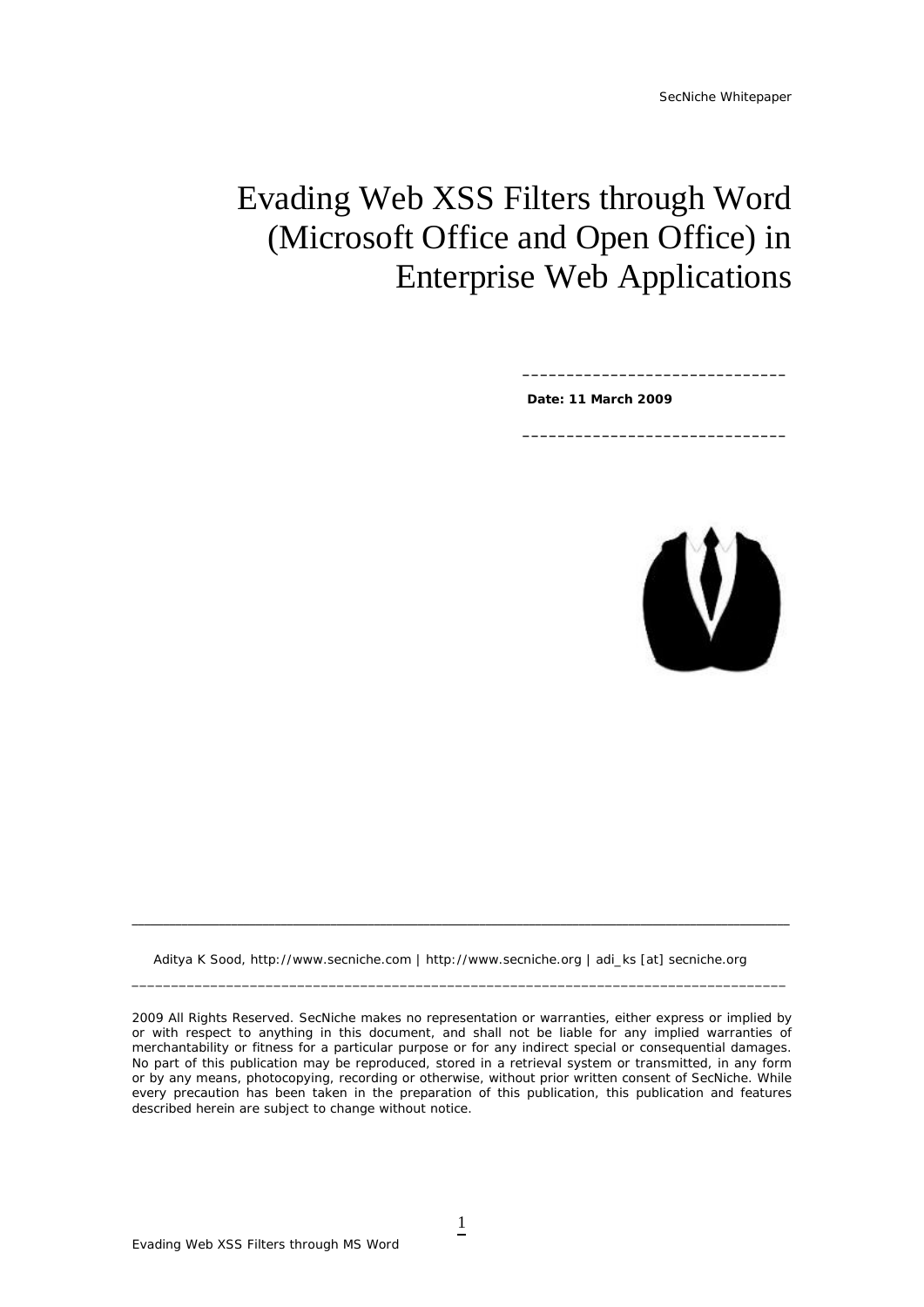SecNiche Whitepaper

# Evading Web XSS Filters through Word (Microsoft Office and Open Office) in Enterprise Web Applications

---

**Date: 11 March 2009**

---

Aditya K Sood, http://www.secniche.com | http://www.secniche.org | adi_ks [at] secniche.org

---

2009 All Rights Reserved. SecNiche makes no representation or warranties, either express or implied by or with respect to anything in this document, and shall not be liable for any implied warranties of merchantability or fitness for a particular purpose or for any indirect special or consequential damages. No part of this publication may be reproduced, stored in a retrieval system or transmitted, in any form or by any means, photocopying, recording or otherwise, without prior written consent of SecNiche. While every precaution has been taken in the preparation of this publication, this publication and features described herein are subject to change without notice.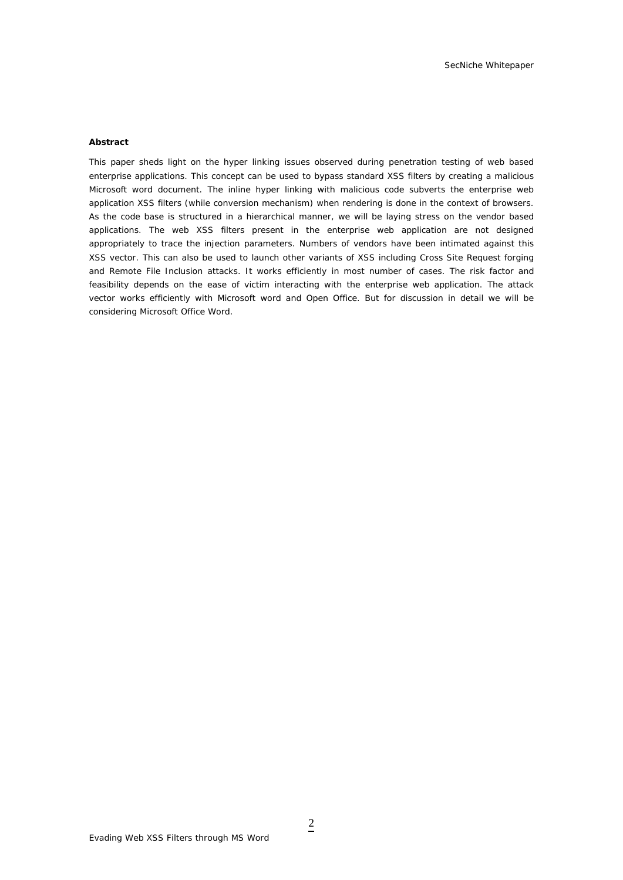**Abstract**

This paper sheds light on the hyper linking issues observed during penetration testing of web based enterprise applications. This concept can be used to bypass standard XSS filters by creating a malicious Microsoft word document. The inline hyper linking with malicious code subverts the enterprise web application XSS filters (while conversion mechanism) when rendering is done in the context of browsers. As the code base is structured in a hierarchical manner, we will be laying stress on the vendor based applications. The web XSS filters present in the enterprise web application are not designed appropriately to trace the injection parameters. Numbers of vendors have been intimated against this XSS vector. This can also be used to launch other variants of XSS including Cross Site Request forging and Remote File Inclusion attacks. It works efficiently in most number of cases. The risk factor and feasibility depends on the ease of victim interacting with the enterprise web application. The attack vector works efficiently with Microsoft word and Open Office. But for discussion in detail we will be considering Microsoft Office Word.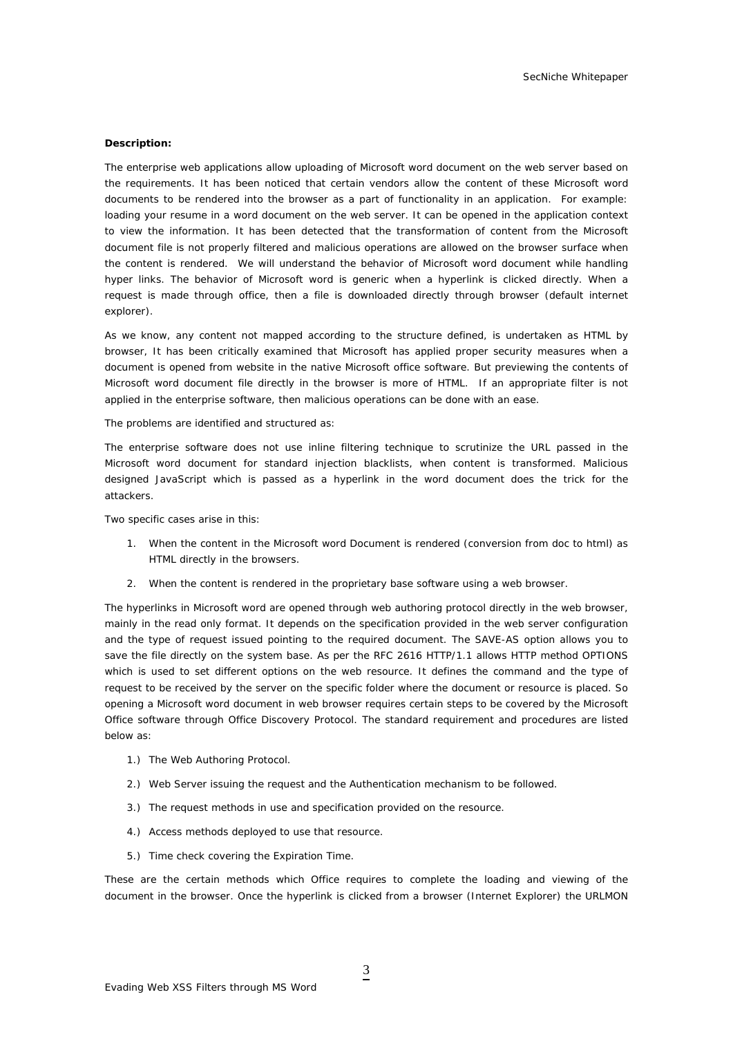**Description:**

The enterprise web applications allow uploading of Microsoft word document on the web server based on the requirements. It has been noticed that certain vendors allow the content of these Microsoft word documents to be rendered into the browser as a part of functionality in an application. For example: loading your resume in a word document on the web server. It can be opened in the application context to view the information. It has been detected that the transformation of content from the Microsoft document file is not properly filtered and malicious operations are allowed on the browser surface when the content is rendered. We will understand the behavior of Microsoft word document while handling hyper links. The behavior of Microsoft word is generic when a hyperlink is clicked directly. When a request is made through office, then a file is downloaded directly through browser (default internet explorer).

As we know, any content not mapped according to the structure defined, is undertaken as HTML by browser, It has been critically examined that Microsoft has applied proper security measures when a document is opened from website in the native Microsoft office software. But previewing the contents of Microsoft word document file directly in the browser is more of HTML. If an appropriate filter is not applied in the enterprise software, then malicious operations can be done with an ease.

The problems are identified and structured as:

The enterprise software does not use inline filtering technique to scrutinize the URL passed in the Microsoft word document for standard injection blacklists, when content is transformed. Malicious designed JavaScript which is passed as a hyperlink in the word document does the trick for the attackers.

Two specific cases arise in this:

1. When the content in the Microsoft word Document is rendered (conversion from doc to html) as HTML directly in the browsers.
2. When the content is rendered in the proprietary base software using a web browser.

The hyperlinks in Microsoft word are opened through web authoring protocol directly in the web browser, mainly in the read only format. It depends on the specification provided in the web server configuration and the type of request issued pointing to the required document. The SAVE-AS option allows you to save the file directly on the system base. As per the RFC 2616 HTTP/1.1 allows HTTP method OPTIONS which is used to set different options on the web resource. It defines the command and the type of request to be received by the server on the specific folder where the document or resource is placed. So opening a Microsoft word document in web browser requires certain steps to be covered by the Microsoft Office software through Office Discovery Protocol. The standard requirement and procedures are listed below as:

1.) The Web Authoring Protocol.
2.) Web Server issuing the request and the Authentication mechanism to be followed.
3.) The request methods in use and specification provided on the resource.
4.) Access methods deployed to use that resource.
5.) Time check covering the Expiration Time.

These are the certain methods which Office requires to complete the loading and viewing of the document in the browser. Once the hyperlink is clicked from a browser (Internet Explorer) the URLMON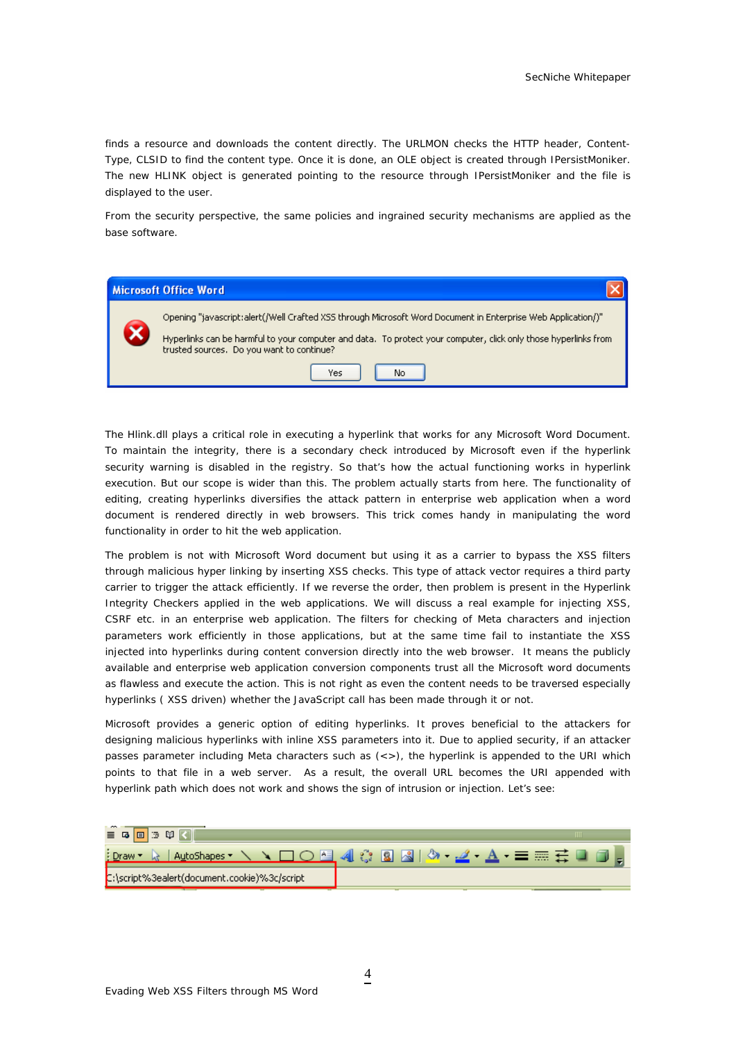finds a resource and downloads the content directly. The URLMON checks the HTTP header, Content-Type, CLSID to find the content type. Once it is done, an OLE object is created through IPersistMoniker. The new HLINK object is generated pointing to the resource through IPersistMoniker and the file is displayed to the user.

From the security perspective, the same policies and ingrained security mechanisms are applied as the base software.

The Hlink.dll plays a critical role in executing a hyperlink that works for any Microsoft Word Document. To maintain the integrity, there is a secondary check introduced by Microsoft even if the hyperlink security warning is disabled in the registry. So that's how the actual functioning works in hyperlink execution. But our scope is wider than this. The problem actually starts from here. The functionality of editing, creating hyperlinks diversifies the attack pattern in enterprise web application when a word document is rendered directly in web browsers. This trick comes handy in manipulating the word functionality in order to hit the web application.

The problem is not with Microsoft Word document but using it as a carrier to bypass the XSS filters through malicious hyper linking by inserting XSS checks. This type of attack vector requires a third party carrier to trigger the attack efficiently. If we reverse the order, then problem is present in the Hyperlink Integrity Checkers applied in the web applications. We will discuss a real example for injecting XSS, CSRF etc. in an enterprise web application. The filters for checking of Meta characters and injection parameters work efficiently in those applications, but at the same time fail to instantiate the XSS injected into hyperlinks during content conversion directly into the web browser. It means the publicly available and enterprise web application conversion components trust all the Microsoft word documents as flawless and execute the action. This is not right as even the content needs to be traversed especially hyperlinks ( XSS driven) whether the JavaScript call has been made through it or not.

Microsoft provides a generic option of editing hyperlinks. It proves beneficial to the attackers for designing malicious hyperlinks with inline XSS parameters into it. Due to applied security, if an attacker passes parameter including Meta characters such as (<>), the hyperlink is appended to the URI which points to that file in a web server. As a result, the overall URL becomes the URI appended with hyperlink path which does not work and shows the sign of intrusion or injection. Let's see: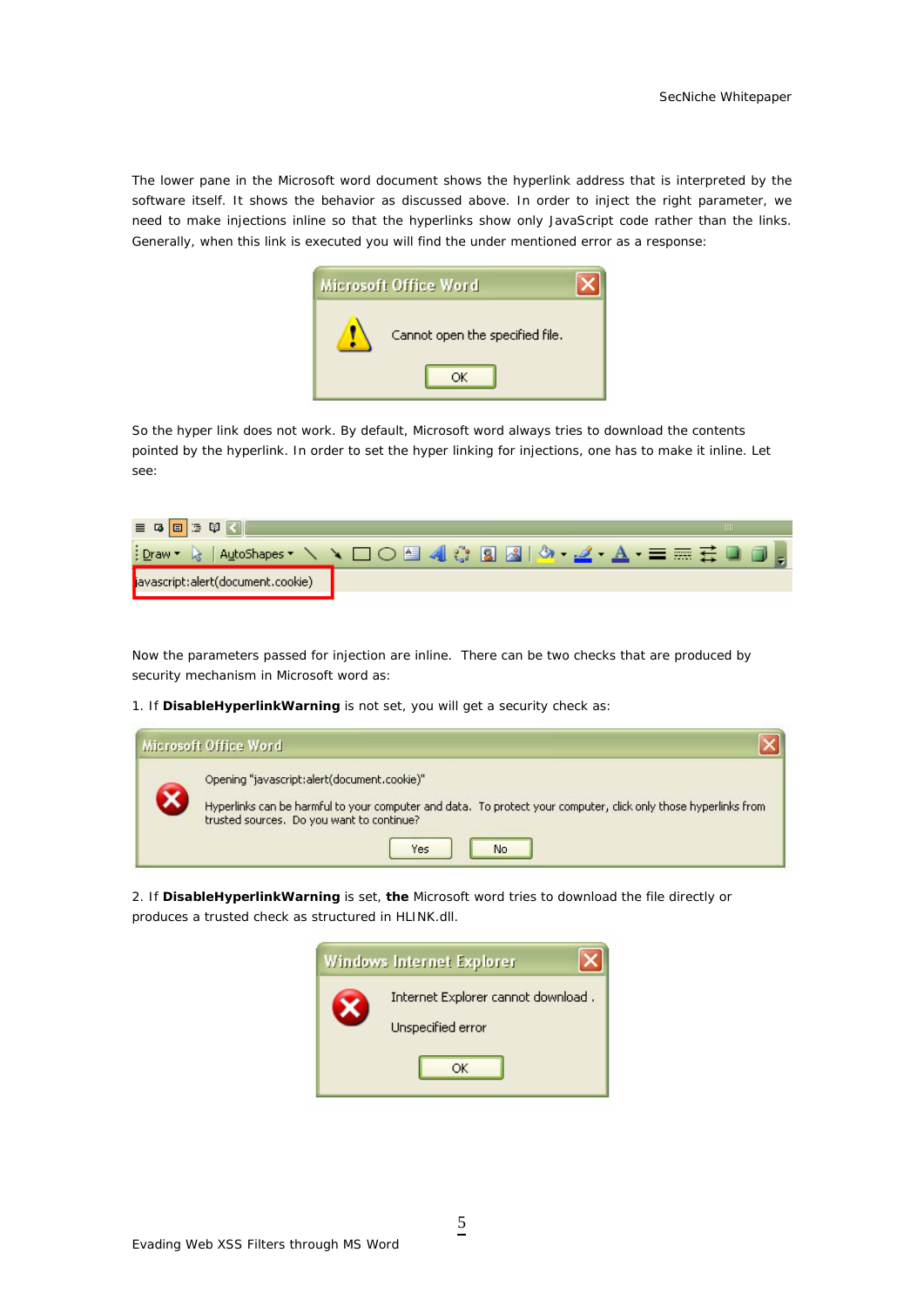The lower pane in the Microsoft word document shows the hyperlink address that is interpreted by the software itself. It shows the behavior as discussed above. In order to inject the right parameter, we need to make injections inline so that the hyperlinks show only JavaScript code rather than the links. Generally, when this link is executed you will find the under mentioned error as a response:

So the hyper link does not work. By default, Microsoft word always tries to download the contents pointed by the hyperlink. In order to set the hyper linking for injections, one has to make it inline. Let see:

Now the parameters passed for injection are inline. There can be two checks that are produced by security mechanism in Microsoft word as:

1. If **DisableHyperlinkWarning** is not set, you will get a security check as:

2. If **DisableHyperlinkWarning** is set, **the** Microsoft word tries to download the file directly or produces a trusted check as structured in HLINK.dll.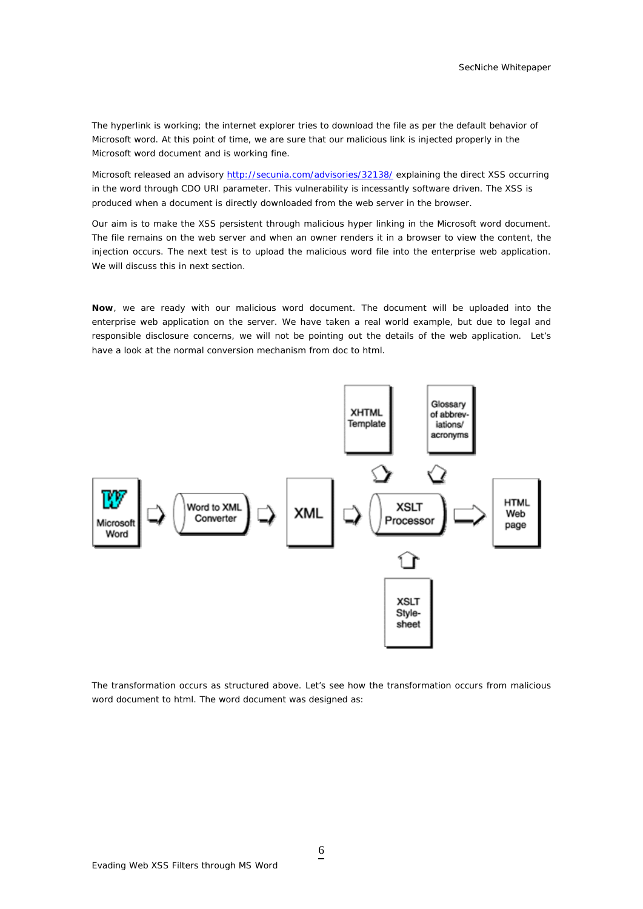The hyperlink is working; the internet explorer tries to download the file as per the default behavior of Microsoft word. At this point of time, we are sure that our malicious link is injected properly in the Microsoft word document and is working fine.

Microsoft released an advisory [http://secunia.com/advisories/32138/](http://secunia.com/advisories/32138/) explaining the direct XSS occurring in the word through CDO URI parameter. This vulnerability is incessantly software driven. The XSS is produced when a document is directly downloaded from the web server in the browser.

Our aim is to make the XSS persistent through malicious hyper linking in the Microsoft word document. The file remains on the web server and when an owner renders it in a browser to view the content, the injection occurs. The next test is to upload the malicious word file into the enterprise web application. We will discuss this in next section.

**Now**, we are ready with our malicious word document. The document will be uploaded into the enterprise web application on the server. We have taken a real world example, but due to legal and responsible disclosure concerns, we will not be pointing out the details of the web application. Let's have a look at the normal conversion mechanism from doc to html.

The transformation occurs as structured above. Let's see how the transformation occurs from malicious word document to html. The word document was designed as: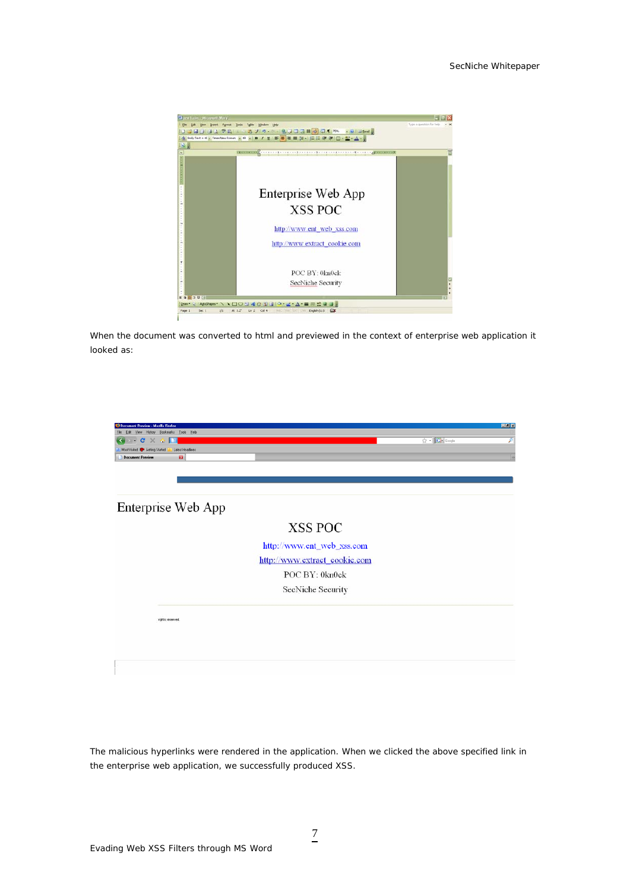When the document was converted to html and previewed in the context of enterprise web application it looked as:

The malicious hyperlinks were rendered in the application. When we clicked the above specified link in the enterprise web application, we successfully produced XSS.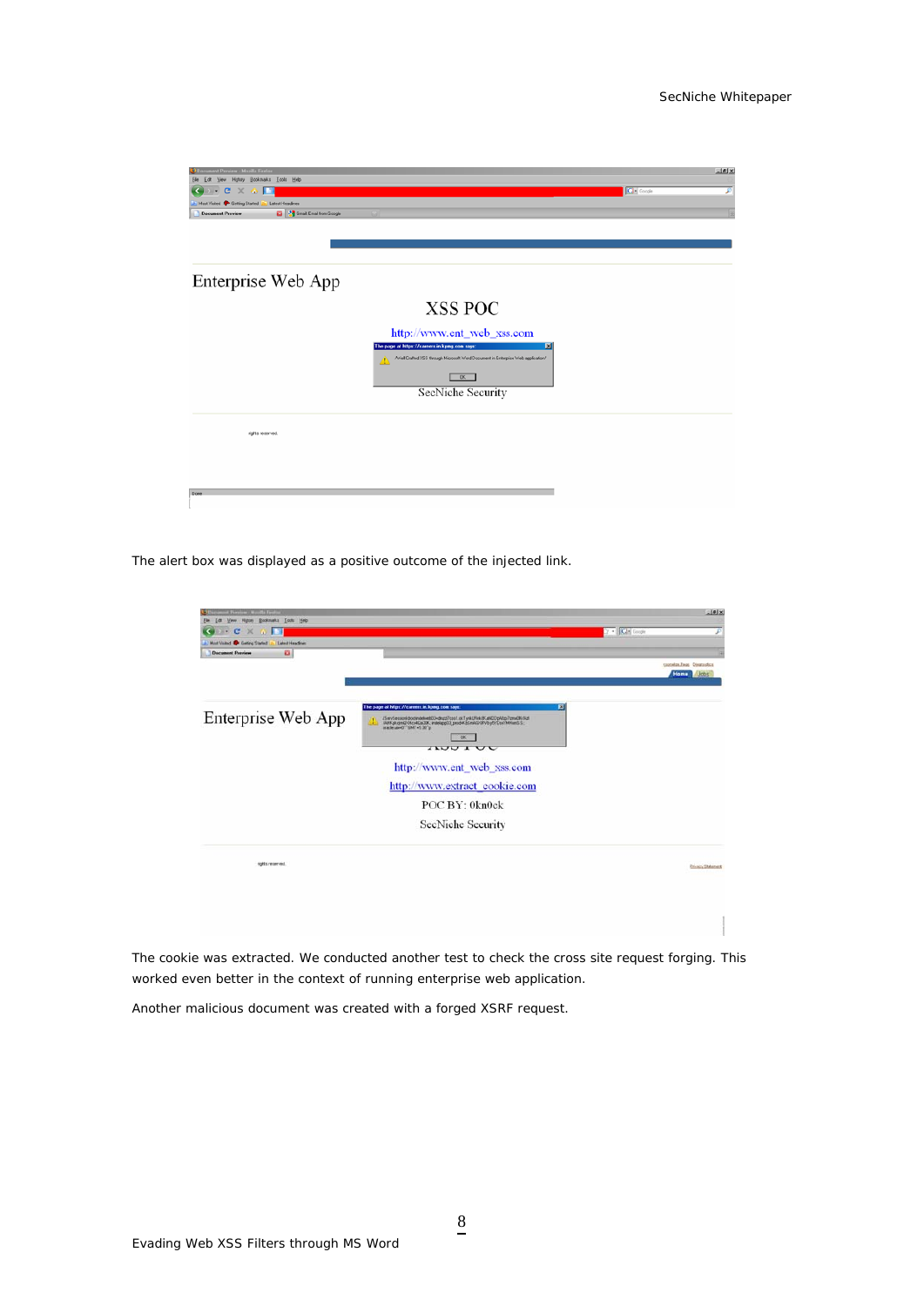The alert box was displayed as a positive outcome of the injected link.

The cookie was extracted. We conducted another test to check the cross site request forging. This worked even better in the context of running enterprise web application.

Another malicious document was created with a forged XSRF request.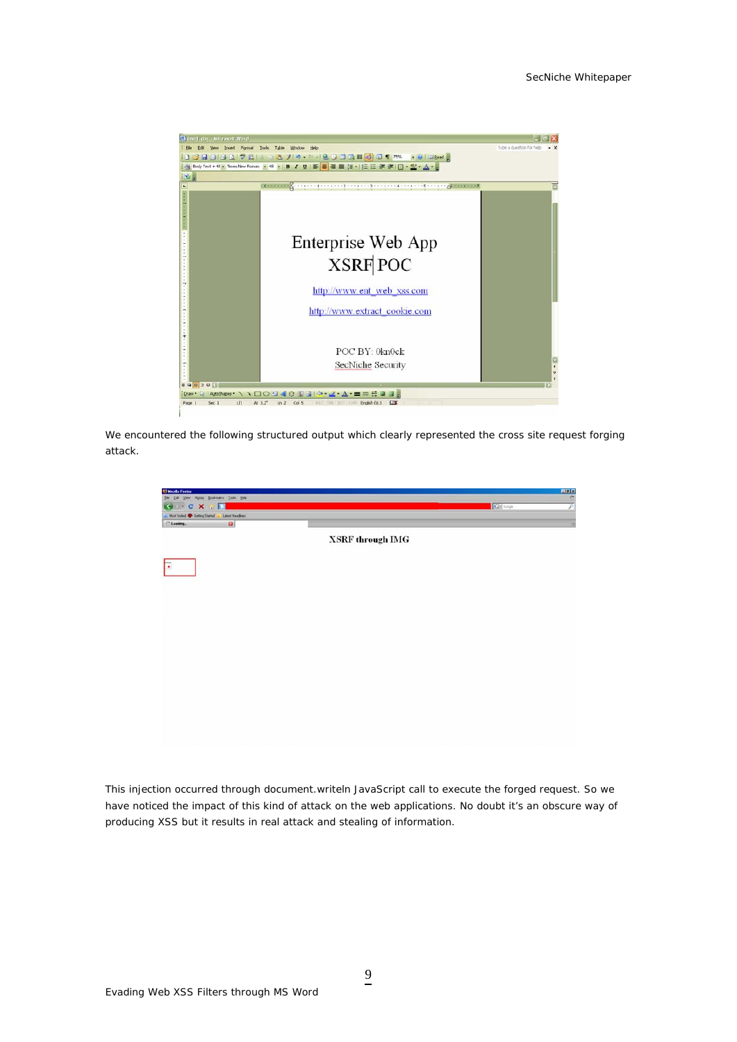We encountered the following structured output which clearly represented the cross site request forging attack.

This injection occurred through document.writeln JavaScript call to execute the forged request. So we have noticed the impact of this kind of attack on the web applications. No doubt it's an obscure way of producing XSS but it results in real attack and stealing of information.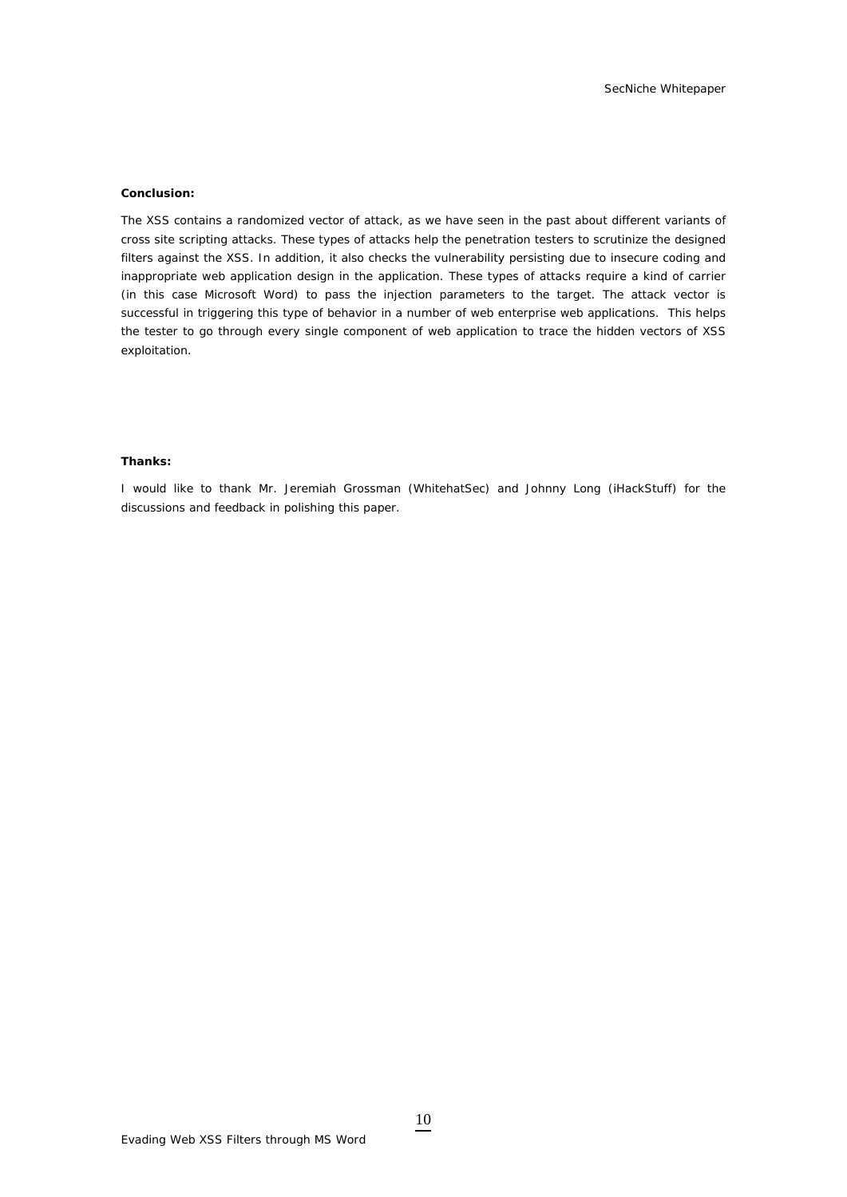**Conclusion:**

The XSS contains a randomized vector of attack, as we have seen in the past about different variants of cross site scripting attacks. These types of attacks help the penetration testers to scrutinize the designed filters against the XSS. In addition, it also checks the vulnerability persisting due to insecure coding and inappropriate web application design in the application. These types of attacks require a kind of carrier (in this case Microsoft Word) to pass the injection parameters to the target. The attack vector is successful in triggering this type of behavior in a number of web enterprise web applications. This helps the tester to go through every single component of web application to trace the hidden vectors of XSS exploitation.

**Thanks:**

I would like to thank Mr. Jeremiah Grossman (WhitehatSec) and Johnny Long (iHackStuff) for the discussions and feedback in polishing this paper.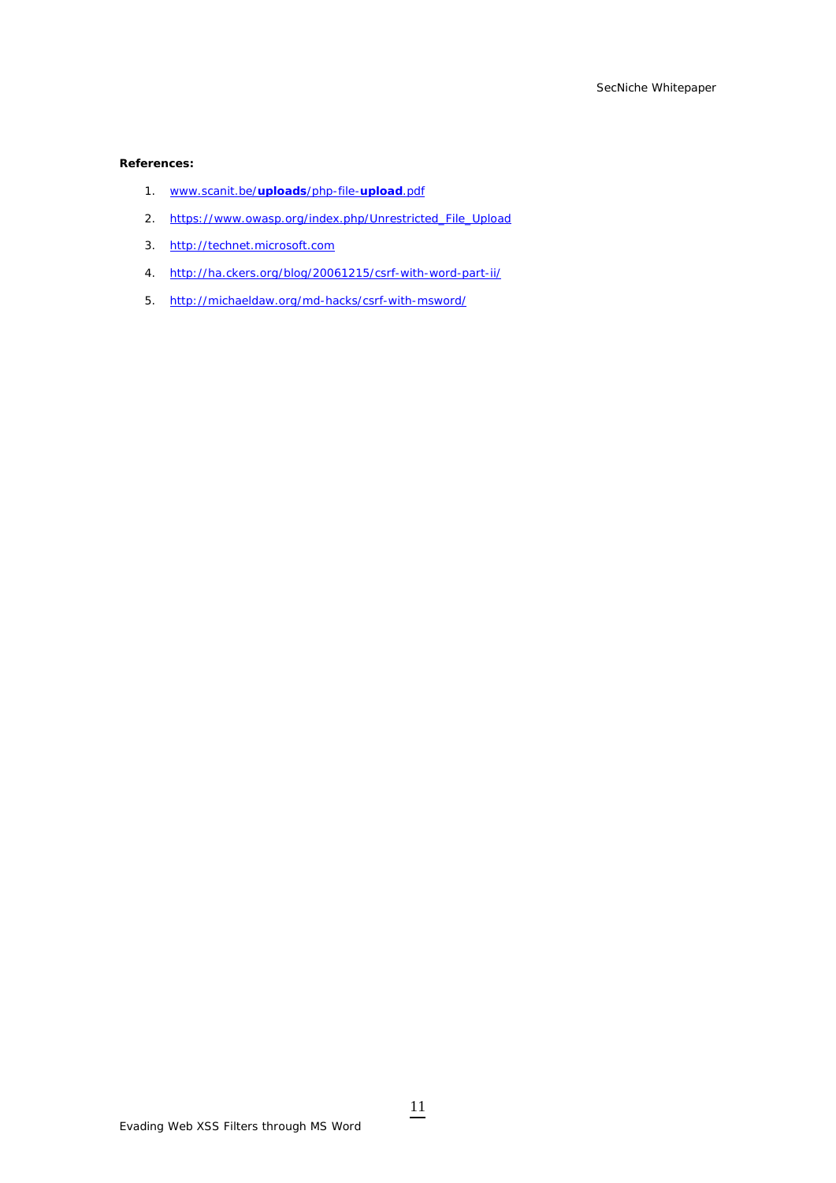**References:**

1. www.scanit.be/**uploads**/php-file-**upload**.pdf
2. https://www.owasp.org/index.php/Unrestricted_File_Upload
3. http://technet.microsoft.com
4. http://ha.ckers.org/blog/20061215/csrf-with-word-part-ii/
5. http://michaeldaw.org/md-hacks/csrf-with-msword/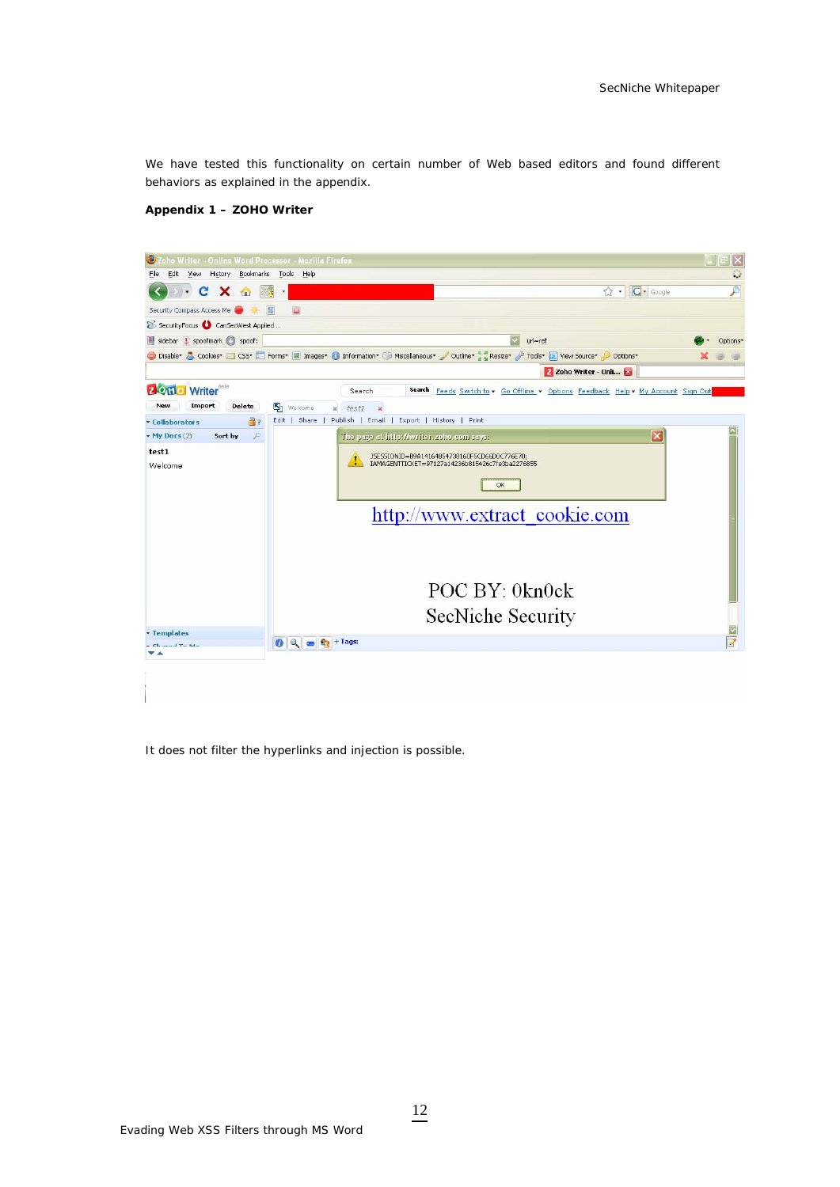We have tested this functionality on certain number of Web based editors and found different behaviors as explained in the appendix.

**Appendix 1 – ZOHO Writer**

It does not filter the hyperlinks and injection is possible.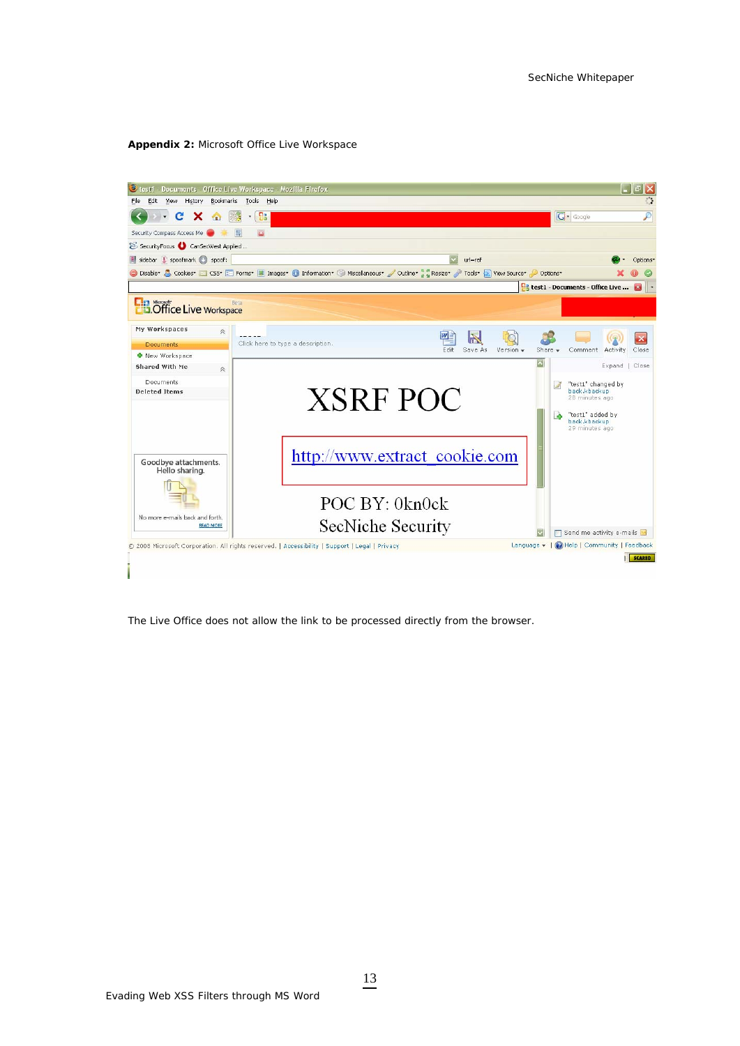**Appendix 2:** Microsoft Office Live Workspace

The Live Office does not allow the link to be processed directly from the browser.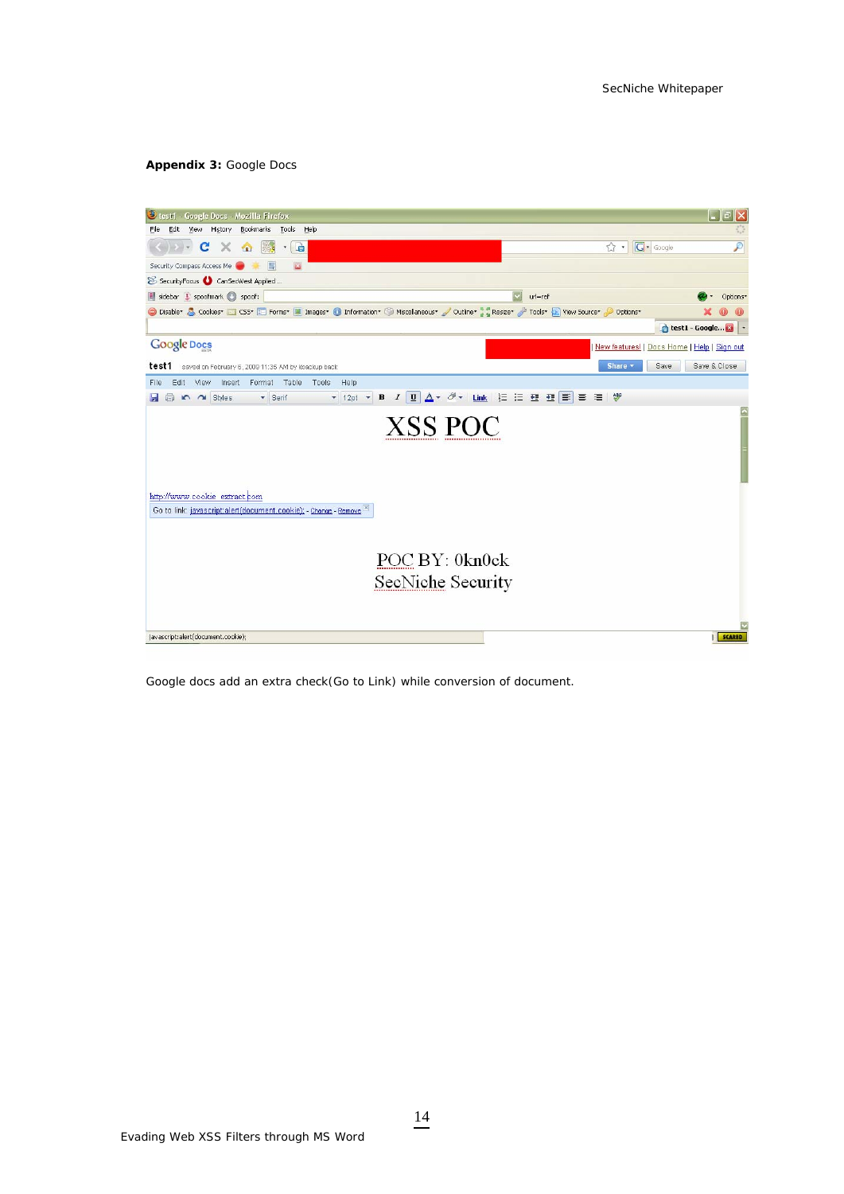**Appendix 3:** Google Docs

Google docs add an extra check(Go to Link) while conversion of document.